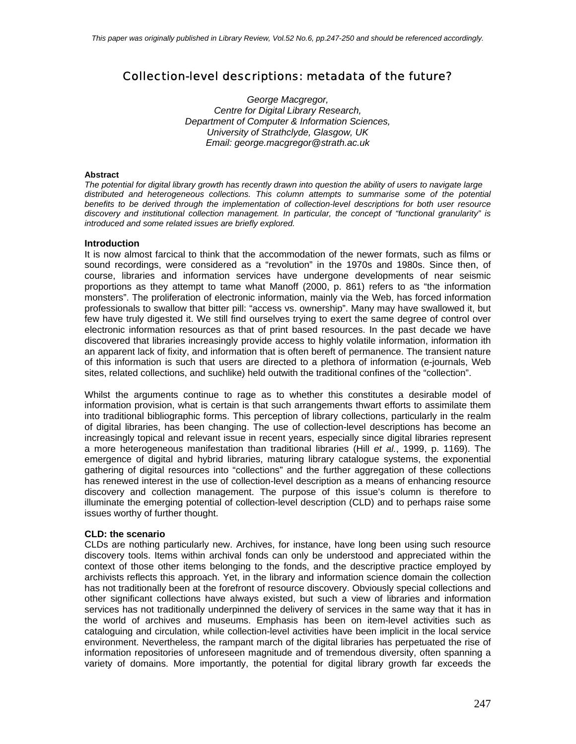*This paper was originally published in Library Review, Vol.52 No.6, pp.247-250 and should be referenced accordingly.*

# Collection-level descriptions: metadata of the future?

*George Macgregor,*
*Centre for Digital Library Research,*
*Department of Computer & Information Sciences,*
*University of Strathclyde, Glasgow, UK*
*Email: george.macgregor@strath.ac.uk*

**Abstract**

*The potential for digital library growth has recently drawn into question the ability of users to navigate large distributed and heterogeneous collections. This column attempts to summarise some of the potential benefits to be derived through the implementation of collection-level descriptions for both user resource discovery and institutional collection management. In particular, the concept of "functional granularity" is introduced and some related issues are briefly explored.*

**Introduction**

It is now almost farcical to think that the accommodation of the newer formats, such as films or sound recordings, were considered as a "revolution" in the 1970s and 1980s. Since then, of course, libraries and information services have undergone developments of near seismic proportions as they attempt to tame what Manoff (2000, p. 861) refers to as "the information monsters". The proliferation of electronic information, mainly via the Web, has forced information professionals to swallow that bitter pill: "access vs. ownership". Many may have swallowed it, but few have truly digested it. We still find ourselves trying to exert the same degree of control over electronic information resources as that of print based resources. In the past decade we have discovered that libraries increasingly provide access to highly volatile information, information ith an apparent lack of fixity, and information that is often bereft of permanence. The transient nature of this information is such that users are directed to a plethora of information (e-journals, Web sites, related collections, and suchlike) held outwith the traditional confines of the "collection".

Whilst the arguments continue to rage as to whether this constitutes a desirable model of information provision, what is certain is that such arrangements thwart efforts to assimilate them into traditional bibliographic forms. This perception of library collections, particularly in the realm of digital libraries, has been changing. The use of collection-level descriptions has become an increasingly topical and relevant issue in recent years, especially since digital libraries represent a more heterogeneous manifestation than traditional libraries (Hill *et al.*, 1999, p. 1169). The emergence of digital and hybrid libraries, maturing library catalogue systems, the exponential gathering of digital resources into "collections" and the further aggregation of these collections has renewed interest in the use of collection-level description as a means of enhancing resource discovery and collection management. The purpose of this issue's column is therefore to illuminate the emerging potential of collection-level description (CLD) and to perhaps raise some issues worthy of further thought.

**CLD: the scenario**

CLDs are nothing particularly new. Archives, for instance, have long been using such resource discovery tools. Items within archival fonds can only be understood and appreciated within the context of those other items belonging to the fonds, and the descriptive practice employed by archivists reflects this approach. Yet, in the library and information science domain the collection has not traditionally been at the forefront of resource discovery. Obviously special collections and other significant collections have always existed, but such a view of libraries and information services has not traditionally underpinned the delivery of services in the same way that it has in the world of archives and museums. Emphasis has been on item-level activities such as cataloguing and circulation, while collection-level activities have been implicit in the local service environment. Nevertheless, the rampant march of the digital libraries has perpetuated the rise of information repositories of unforeseen magnitude and of tremendous diversity, often spanning a variety of domains. More importantly, the potential for digital library growth far exceeds the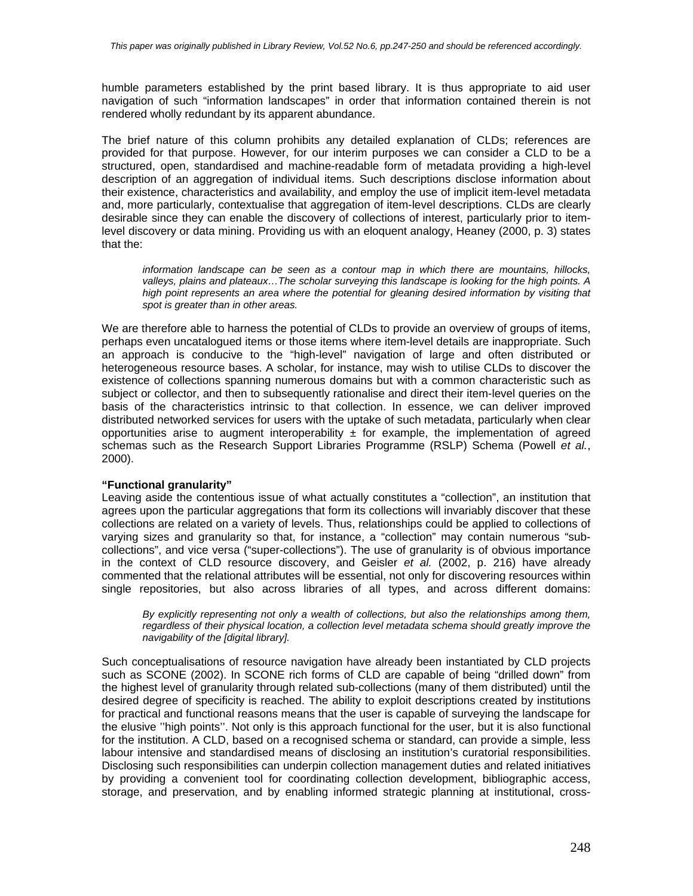humble parameters established by the print based library. It is thus appropriate to aid user navigation of such "information landscapes" in order that information contained therein is not rendered wholly redundant by its apparent abundance.

The brief nature of this column prohibits any detailed explanation of CLDs; references are provided for that purpose. However, for our interim purposes we can consider a CLD to be a structured, open, standardised and machine-readable form of metadata providing a high-level description of an aggregation of individual items. Such descriptions disclose information about their existence, characteristics and availability, and employ the use of implicit item-level metadata and, more particularly, contextualise that aggregation of item-level descriptions. CLDs are clearly desirable since they can enable the discovery of collections of interest, particularly prior to item-level discovery or data mining. Providing us with an eloquent analogy, Heaney (2000, p. 3) states that the:

> *information landscape can be seen as a contour map in which there are mountains, hillocks, valleys, plains and plateaux…The scholar surveying this landscape is looking for the high points. A high point represents an area where the potential for gleaning desired information by visiting that spot is greater than in other areas.*

We are therefore able to harness the potential of CLDs to provide an overview of groups of items, perhaps even uncatalogued items or those items where item-level details are inappropriate. Such an approach is conducive to the "high-level" navigation of large and often distributed or heterogeneous resource bases. A scholar, for instance, may wish to utilise CLDs to discover the existence of collections spanning numerous domains but with a common characteristic such as subject or collector, and then to subsequently rationalise and direct their item-level queries on the basis of the characteristics intrinsic to that collection. In essence, we can deliver improved distributed networked services for users with the uptake of such metadata, particularly when clear opportunities arise to augment interoperability ± for example, the implementation of agreed schemas such as the Research Support Libraries Programme (RSLP) Schema (Powell *et al.*, 2000).

**"Functional granularity"**

Leaving aside the contentious issue of what actually constitutes a "collection", an institution that agrees upon the particular aggregations that form its collections will invariably discover that these collections are related on a variety of levels. Thus, relationships could be applied to collections of varying sizes and granularity so that, for instance, a "collection" may contain numerous "sub-collections", and vice versa ("super-collections"). The use of granularity is of obvious importance in the context of CLD resource discovery, and Geisler *et al.* (2002, p. 216) have already commented that the relational attributes will be essential, not only for discovering resources within single repositories, but also across libraries of all types, and across different domains:

> *By explicitly representing not only a wealth of collections, but also the relationships among them, regardless of their physical location, a collection level metadata schema should greatly improve the navigability of the [digital library].*

Such conceptualisations of resource navigation have already been instantiated by CLD projects such as SCONE (2002). In SCONE rich forms of CLD are capable of being "drilled down" from the highest level of granularity through related sub-collections (many of them distributed) until the desired degree of specificity is reached. The ability to exploit descriptions created by institutions for practical and functional reasons means that the user is capable of surveying the landscape for the elusive ''high points''. Not only is this approach functional for the user, but it is also functional for the institution. A CLD, based on a recognised schema or standard, can provide a simple, less labour intensive and standardised means of disclosing an institution's curatorial responsibilities. Disclosing such responsibilities can underpin collection management duties and related initiatives by providing a convenient tool for coordinating collection development, bibliographic access, storage, and preservation, and by enabling informed strategic planning at institutional, cross-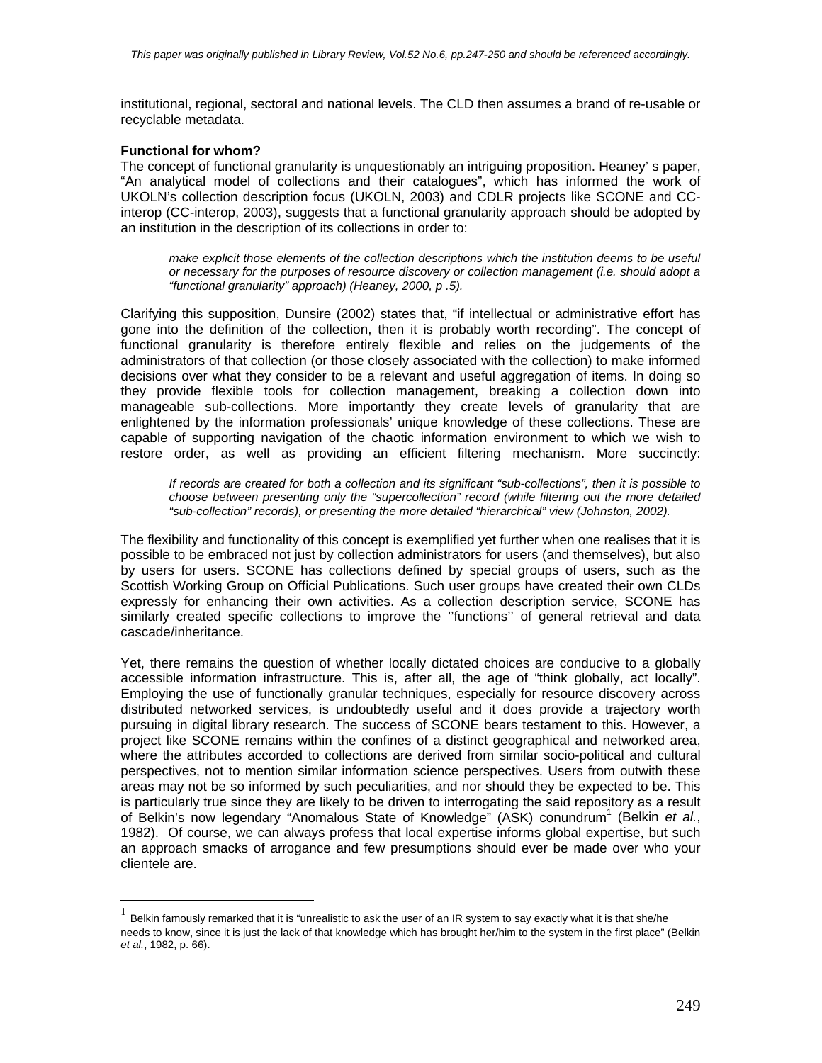institutional, regional, sectoral and national levels. The CLD then assumes a brand of re-usable or recyclable metadata.

**Functional for whom?**

The concept of functional granularity is unquestionably an intriguing proposition. Heaney' s paper, "An analytical model of collections and their catalogues", which has informed the work of UKOLN's collection description focus (UKOLN, 2003) and CDLR projects like SCONE and CC-interop (CC-interop, 2003), suggests that a functional granularity approach should be adopted by an institution in the description of its collections in order to:

> *make explicit those elements of the collection descriptions which the institution deems to be useful or necessary for the purposes of resource discovery or collection management (i.e. should adopt a "functional granularity" approach) (Heaney, 2000, p .5).*

Clarifying this supposition, Dunsire (2002) states that, "if intellectual or administrative effort has gone into the definition of the collection, then it is probably worth recording". The concept of functional granularity is therefore entirely flexible and relies on the judgements of the administrators of that collection (or those closely associated with the collection) to make informed decisions over what they consider to be a relevant and useful aggregation of items. In doing so they provide flexible tools for collection management, breaking a collection down into manageable sub-collections. More importantly they create levels of granularity that are enlightened by the information professionals' unique knowledge of these collections. These are capable of supporting navigation of the chaotic information environment to which we wish to restore order, as well as providing an efficient filtering mechanism. More succinctly:

> *If records are created for both a collection and its significant "sub-collections", then it is possible to choose between presenting only the "supercollection" record (while filtering out the more detailed "sub-collection" records), or presenting the more detailed "hierarchical" view (Johnston, 2002).*

The flexibility and functionality of this concept is exemplified yet further when one realises that it is possible to be embraced not just by collection administrators for users (and themselves), but also by users for users. SCONE has collections defined by special groups of users, such as the Scottish Working Group on Official Publications. Such user groups have created their own CLDs expressly for enhancing their own activities. As a collection description service, SCONE has similarly created specific collections to improve the ''functions'' of general retrieval and data cascade/inheritance.

Yet, there remains the question of whether locally dictated choices are conducive to a globally accessible information infrastructure. This is, after all, the age of "think globally, act locally". Employing the use of functionally granular techniques, especially for resource discovery across distributed networked services, is undoubtedly useful and it does provide a trajectory worth pursuing in digital library research. The success of SCONE bears testament to this. However, a project like SCONE remains within the confines of a distinct geographical and networked area, where the attributes accorded to collections are derived from similar socio-political and cultural perspectives, not to mention similar information science perspectives. Users from outwith these areas may not be so informed by such peculiarities, and nor should they be expected to be. This is particularly true since they are likely to be driven to interrogating the said repository as a result of Belkin's now legendary "Anomalous State of Knowledge" (ASK) conundrum[1] (Belkin *et al.*, 1982). Of course, we can always profess that local expertise informs global expertise, but such an approach smacks of arrogance and few presumptions should ever be made over who your clientele are.

---

[1] Belkin famously remarked that it is "unrealistic to ask the user of an IR system to say exactly what it is that she/he needs to know, since it is just the lack of that knowledge which has brought her/him to the system in the first place" (Belkin *et al.*, 1982, p. 66).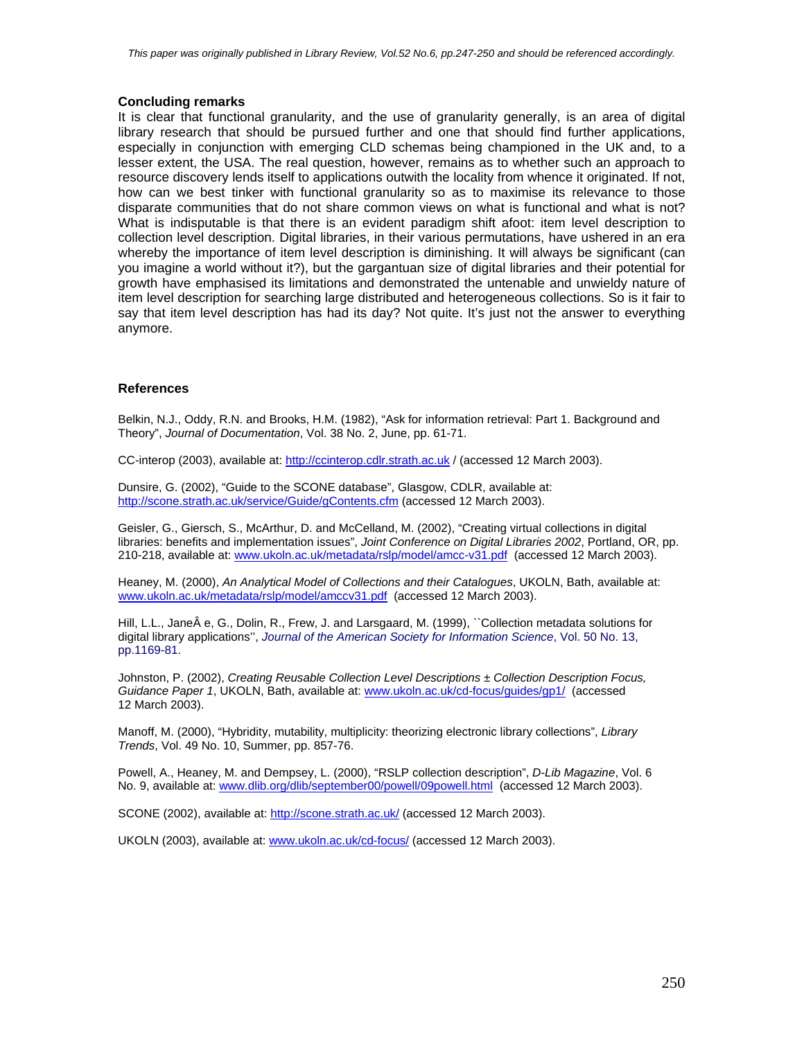## Concluding remarks

It is clear that functional granularity, and the use of granularity generally, is an area of digital library research that should be pursued further and one that should find further applications, especially in conjunction with emerging CLD schemas being championed in the UK and, to a lesser extent, the USA. The real question, however, remains as to whether such an approach to resource discovery lends itself to applications outwith the locality from whence it originated. If not, how can we best tinker with functional granularity so as to maximise its relevance to those disparate communities that do not share common views on what is functional and what is not? What is indisputable is that there is an evident paradigm shift afoot: item level description to collection level description. Digital libraries, in their various permutations, have ushered in an era whereby the importance of item level description is diminishing. It will always be significant (can you imagine a world without it?), but the gargantuan size of digital libraries and their potential for growth have emphasised its limitations and demonstrated the untenable and unwieldy nature of item level description for searching large distributed and heterogeneous collections. So is it fair to say that item level description has had its day? Not quite. It's just not the answer to everything anymore.

## References

Belkin, N.J., Oddy, R.N. and Brooks, H.M. (1982), "Ask for information retrieval: Part 1. Background and Theory", *Journal of Documentation*, Vol. 38 No. 2, June, pp. 61-71.

CC-interop (2003), available at: http://ccinterop.cdlr.strath.ac.uk / (accessed 12 March 2003).

Dunsire, G. (2002), "Guide to the SCONE database", Glasgow, CDLR, available at: http://scone.strath.ac.uk/service/Guide/gContents.cfm (accessed 12 March 2003).

Geisler, G., Giersch, S., McArthur, D. and McClelland, M. (2002), "Creating virtual collections in digital libraries: benefits and implementation issues", *Joint Conference on Digital Libraries 2002*, Portland, OR, pp. 210-218, available at: www.ukoln.ac.uk/metadata/rslp/model/amcc-v31.pdf (accessed 12 March 2003).

Heaney, M. (2000), *An Analytical Model of Collections and their Catalogues*, UKOLN, Bath, available at: www.ukoln.ac.uk/metadata/rslp/model/amccv31.pdf (accessed 12 March 2003).

Hill, L.L., JaneÂ e, G., Dolin, R., Frew, J. and Larsgaard, M. (1999), ``Collection metadata solutions for digital library applications'', *Journal of the American Society for Information Science*, Vol. 50 No. 13, pp.1169-81.

Johnston, P. (2002), *Creating Reusable Collection Level Descriptions ± Collection Description Focus, Guidance Paper 1*, UKOLN, Bath, available at: www.ukoln.ac.uk/cd-focus/guides/gp1/ (accessed 12 March 2003).

Manoff, M. (2000), "Hybridity, mutability, multiplicity: theorizing electronic library collections", *Library Trends*, Vol. 49 No. 10, Summer, pp. 857-76.

Powell, A., Heaney, M. and Dempsey, L. (2000), "RSLP collection description", *D-Lib Magazine*, Vol. 6 No. 9, available at: www.dlib.org/dlib/september00/powell/09powell.html (accessed 12 March 2003).

SCONE (2002), available at: http://scone.strath.ac.uk/ (accessed 12 March 2003).

UKOLN (2003), available at: www.ukoln.ac.uk/cd-focus/ (accessed 12 March 2003).